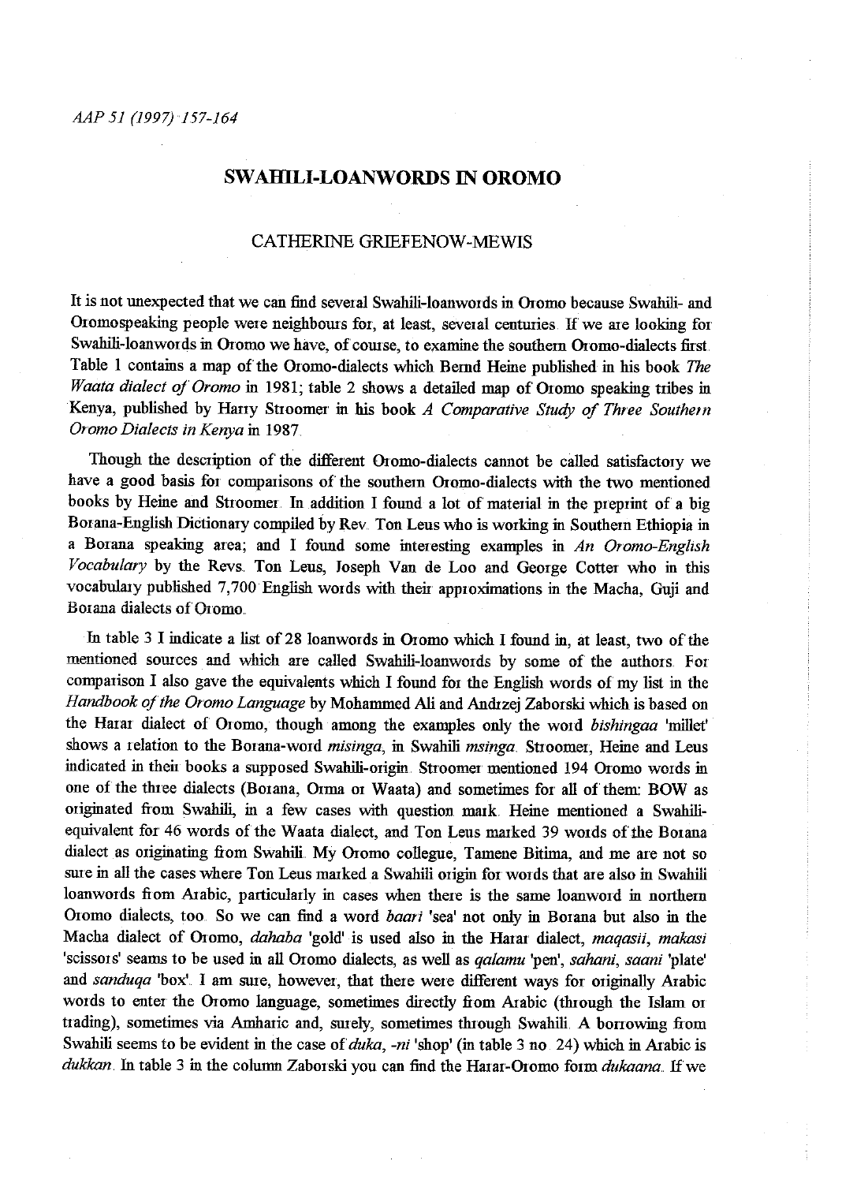# SWAHILI-LOANWORDS IN OROMO

## CATHERINE GRIEFENOW-MEWIS

It is not unexpected that we can find several Swahili-loanwords in Oromo because Swahili- and Oromospeaking people were neighbours for, at least, several centuries. If we are looking for Swahili-loanwords in Oromo we have, of course, to examine the southern Oromo-dialects first. Table 1 contains a map of the Oromo-dialects which Bernd Heine published in his book *The Waata dialect of Oromo* in 1981; table 2 shows a detailed map of Oromo speaking tribes in Kenya, published by Harry Stroomer in his book *A Comparative Study of Three Southern Oromo Dialects in Kenya* in 1987.

Though the description of the different Oromo-dialects cannot be called satisfactory we have a good basis for comparisons of the southern Oromo-dialects with the two mentioned books by Heine and Stroomer. In addition I found a lot of material in the preprint of a big Borana-English Dictionary compiled by Rev. Ton Leus who is working in Southern Ethiopia in a Borana speaking area; and I found some interesting examples in *An Oromo-English Vocabulary* by the Revs. Ton Leus, Joseph Van de Loo and George Cotter who in this vocabulary published 7,700 English words with their approximations in the Macha, Guji and Borana dialects of Oromo.

In table 3 I indicate a list of 28 loanwords in Oromo which I found in, at least, two of the mentioned sources and which are called Swahili-loanwords by some of the authors. For comparison I also gave the equivalents which I found for the English words of my list in the *Handbook of the Oromo Language* by Mohammed Ali and Andrzej Zaborski which is based on the Harar dialect of Oromo, though among the examples only the word *bishingaa* 'millet' shows a relation to the Borana-word *misinga*, in Swahili *msinga*. Stroomer, Heine and Leus indicated in their books a supposed Swahili-origin. Stroomer mentioned 194 Oromo words in one of the three dialects (Borana, Orma or Waata) and sometimes for all of them: BOW as originated from Swahili, in a few cases with question mark. Heine mentioned a Swahili-equivalent for 46 words of the Waata dialect, and Ton Leus marked 39 words of the Borana dialect as originating from Swahili. My Oromo collegue, Tamene Bitima, and me are not so sure in all the cases where Ton Leus marked a Swahili origin for words that are also in Swahili loanwords from Arabic, particularly in cases when there is the same loanword in northern Oromo dialects, too. So we can find a word *baari* 'sea' not only in Borana but also in the Macha dialect of Oromo, *dahaba* 'gold' is used also in the Harar dialect, *maqasii*, *makasi* 'scissors' seams to be used in all Oromo dialects, as well as *qalamu* 'pen', *sahani*, *saani* 'plate' and *sanduqa* 'box'. I am sure, however, that there were different ways for originally Arabic words to enter the Oromo language, sometimes directly from Arabic (through the Islam or trading), sometimes via Amharic and, surely, sometimes through Swahili. A borrowing from Swahili seems to be evident in the case of *duka*, *-ni* 'shop' (in table 3 no. 24) which in Arabic is *dukkan*. In table 3 in the column Zaborski you can find the Harar-Oromo form *dukaana*. If we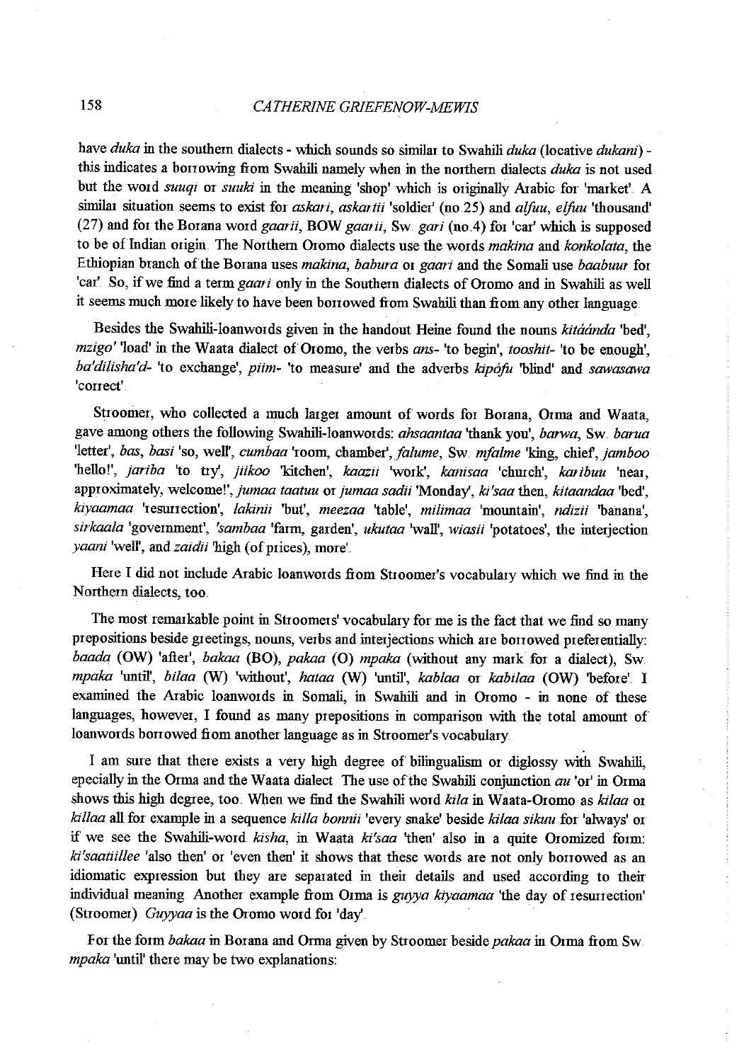have *duka* in the southern dialects - which sounds so similar to Swahili *duka* (locative *dukani*) - this indicates a borrowing from Swahili namely when in the northern dialects *duka* is not used but the word *suuqi* or *suuki* in the meaning 'shop' which is originally Arabic for 'market'. A similar situation seems to exist for *askari*, *askartii* 'soldier' (no.25) and *alfuu*, *elfuu* 'thousand' (27) and for the Borana word *gaarii*, BOW *gaarii*, Sw. *gari* (no.4) for 'car' which is supposed to be of Indian origin. The Northern Oromo dialects use the words *makina* and *konkolata*, the Ethiopian branch of the Borana uses *makina*, *babura* or *gaari* and the Somali use *baabuur* for 'car'. So, if we find a term *gaari* only in the Southern dialects of Oromo and in Swahili as well it seems much more likely to have been borrowed from Swahili than from any other language.

Besides the Swahili-loanwords given in the handout Heine found the nouns *kitáánda* 'bed', *mzigo'* 'load' in the Waata dialect of Oromo, the verbs *ans-* 'to begin', *tooshit-* 'to be enough', *ba'dilisha'd-* 'to exchange', *piim-* 'to measure' and the adverbs *kipófu* 'blind' and *sawasawa* 'correct'.

Stroomer, who collected a much larger amount of words for Borana, Orma and Waata, gave among others the following Swahili-loanwords: *ahsaantaa* 'thank you', *barwa*, Sw. *barua* 'letter', *bas*, *basi* 'so, well', *cumbaa* 'room, chamber', *falume*, Sw. *mfalme* 'king, chief', *jamboo* 'hello!', *jariba* 'to try', *jiikoo* 'kitchen', *kaazii* 'work', *kanisaa* 'church', *karibuu* 'near, approximately, welcome!', *jumaa taatuu* or *jumaa sadii* 'Monday', *ki'saa* then, *kitaandaa* 'bed', *kiyaamaa* 'resurrection', *lakinii* 'but', *meezaa* 'table', *milimaa* 'mountain', *ndizii* 'banana', *sirkaala* 'government', *'sambaa* 'farm, garden', *ukutaa* 'wall', *wiasii* 'potatoes', the interjection *yaani* 'well', and *zaidii* 'high (of prices), more'.

Here I did not include Arabic loanwords from Stroomer's vocabulary which we find in the Northern dialects, too.

The most remarkable point in Stroomers' vocabulary for me is the fact that we find so many prepositions beside greetings, nouns, verbs and interjections which are borrowed preferentially: *baada* (OW) 'after', *bakaa* (BO), *pakaa* (O) *mpaka* (without any mark for a dialect), Sw. *mpaka* 'until', *bilaa* (W) 'without', *hataa* (W) 'until', *kablaa* or *kabilaa* (OW) 'before'. I examined the Arabic loanwords in Somali, in Swahili and in Oromo - in none of these languages, however, I found as many prepositions in comparison with the total amount of loanwords borrowed from another language as in Stroomer's vocabulary.

I am sure that there exists a very high degree of bilingualism or diglossy with Swahili, epecially in the Orma and the Waata dialect. The use of the Swahili conjunction *au* 'or' in Orma shows this high degree, too. When we find the Swahili word *kila* in Waata-Oromo as *kilaa* or *killaa* all for example in a sequence *killa bonnii* 'every snake' beside *kilaa sikuu* for 'always' or if we see the Swahili-word *kisha*, in Waata *ki'saa* 'then' also in a quite Oromized form: *ki'saatiillee* 'also then' or 'even then' it shows that these words are not only borrowed as an idiomatic expression but they are separated in their details and used according to their individual meaning. Another example from Orma is *guyya kiyaamaa* 'the day of resurrection' (Stroomer). *Guyyaa* is the Oromo word for 'day'.

For the form *bakaa* in Borana and Orma given by Stroomer beside *pakaa* in Orma from Sw. *mpaka* 'until' there may be two explanations: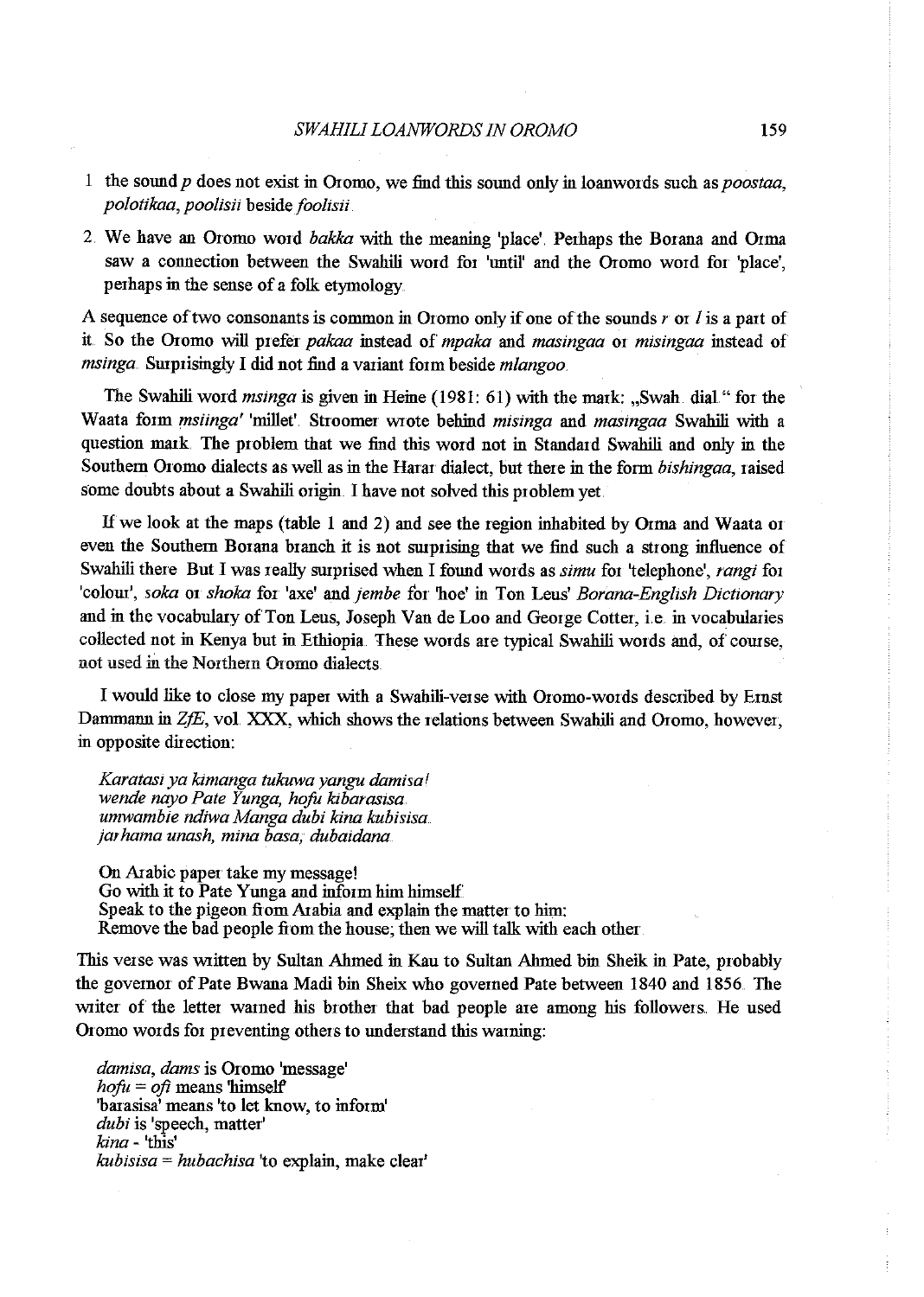1 the sound *p* does not exist in Oromo, we find this sound only in loanwords such as *poostaa*, *polotikaa*, *poolisii* beside *foolisii*.

2. We have an Oromo word *bakka* with the meaning 'place'. Perhaps the Borana and Orma saw a connection between the Swahili word for 'until' and the Oromo word for 'place', perhaps in the sense of a folk etymology.

A sequence of two consonants is common in Oromo only if one of the sounds *r* or *l* is a part of it. So the Oromo will prefer *pakaa* instead of *mpaka* and *masingaa* or *misingaa* instead of *msinga*. Surprisingly I did not find a variant form beside *mlangoo*.

The Swahili word *msinga* is given in Heine (1981: 61) with the mark: „Swah. dial." for the Waata form *msiinga'* 'millet'. Stroomer wrote behind *misinga* and *masingaa* Swahili with a question mark. The problem that we find this word not in Standard Swahili and only in the Southern Oromo dialects as well as in the Harar dialect, but there in the form *bishingaa*, raised some doubts about a Swahili origin. I have not solved this problem yet.

If we look at the maps (table 1 and 2) and see the region inhabited by Orma and Waata or even the Southern Borana branch it is not surprising that we find such a strong influence of Swahili there. But I was really surprised when I found words as *simu* for 'telephone', *rangi* for 'colour', *soka* or *shoka* for 'axe' and *jembe* for 'hoe' in Ton Leus' *Borana-English Dictionary* and in the vocabulary of Ton Leus, Joseph Van de Loo and George Cotter, i.e. in vocabularies collected not in Kenya but in Ethiopia. These words are typical Swahili words and, of course, not used in the Northern Oromo dialects.

I would like to close my paper with a Swahili-verse with Oromo-words described by Ernst Dammann in *ZfE*, vol. XXX, which shows the relations between Swahili and Oromo, however, in opposite direction:

*Karatasi ya kimanga tukuwa yangu damisa!*
*wende nayo Pate Yunga, hofu kibarasisa.*
*umwambie ndiwa Manga dubi kina kubisisa.*
*jarhama unash, mina basa, dubaidana.*

On Arabic paper take my message!
Go with it to Pate Yunga and inform him himself.
Speak to the pigeon from Arabia and explain the matter to him:
Remove the bad people from the house; then we will talk with each other.

This verse was written by Sultan Ahmed in Kau to Sultan Ahmed bin Sheik in Pate, probably the governor of Pate Bwana Madi bin Sheix who governed Pate between 1840 and 1856. The writer of the letter warned his brother that bad people are among his followers. He used Oromo words for preventing others to understand this warning:

*damisa*, *dams* is Oromo 'message'
*hofu* = *ofi* means 'himself'
'barasisa' means 'to let know, to inform'
*dubi* is 'speech, matter'
*kina* - 'this'
*kubisisa* = *hubachisa* 'to explain, make clear'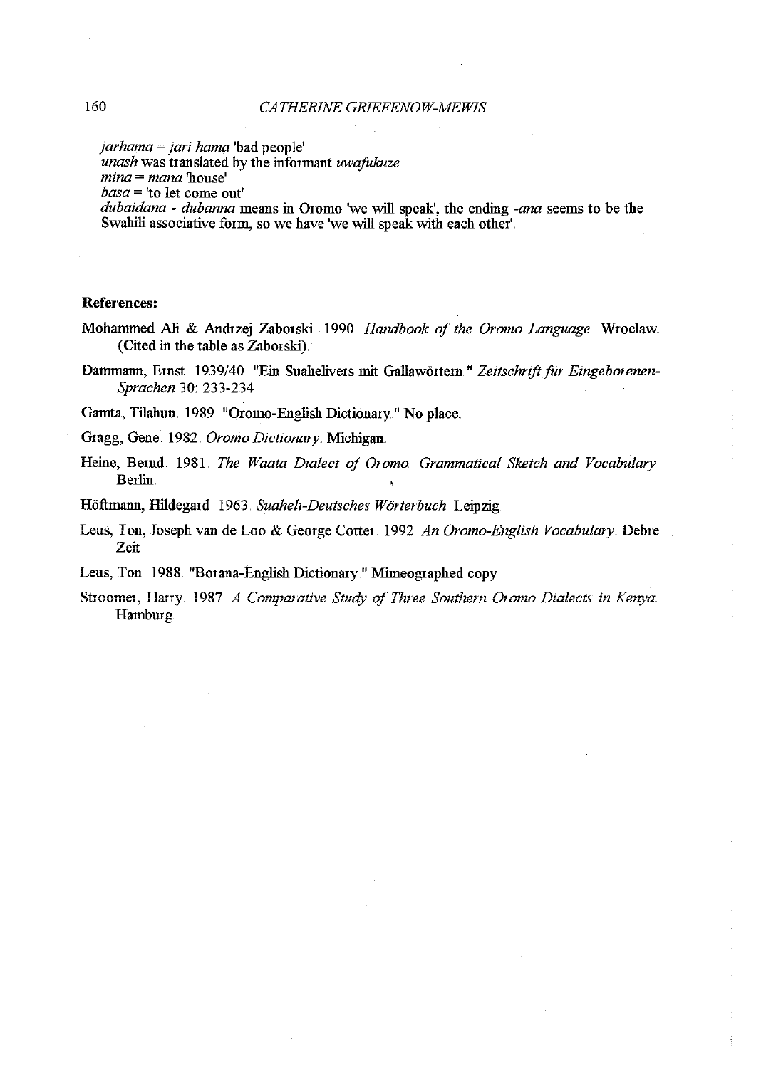*jarhama* = *jari hama* 'bad people'
*unash* was translated by the informant *uwafukuze*
*mina* = *mana* 'house'
*basa* = 'to let come out'
*dubaidana* - *dubanna* means in Oromo 'we will speak', the ending *-ana* seems to be the Swahili associative form, so we have 'we will speak with each other'.

**References:**

Mohammed Ali & Andrzej Zaborski. 1990. *Handbook of the Oromo Language*. Wroclaw. (Cited in the table as Zaborski).

Dammann, Ernst. 1939/40. "Ein Suahelivers mit Gallawörtern." *Zeitschrift für Eingeborenen-Sprachen* 30: 233-234.

Gamta, Tilahun. 1989. "Oromo-English Dictionary." No place.

Gragg, Gene. 1982. *Oromo Dictionary*. Michigan.

Heine, Bernd. 1981. *The Waata Dialect of Oromo. Grammatical Sketch and Vocabulary*. Berlin.

Höftmann, Hildegard. 1963. *Suaheli-Deutsches Wörterbuch*. Leipzig.

Leus, Ton, Joseph van de Loo & George Cotter. 1992. *An Oromo-English Vocabulary*. Debre Zeit.

Leus, Ton. 1988. "Borana-English Dictionary." Mimeographed copy.

Stroomer, Harry. 1987. *A Comparative Study of Three Southern Oromo Dialects in Kenya*. Hamburg.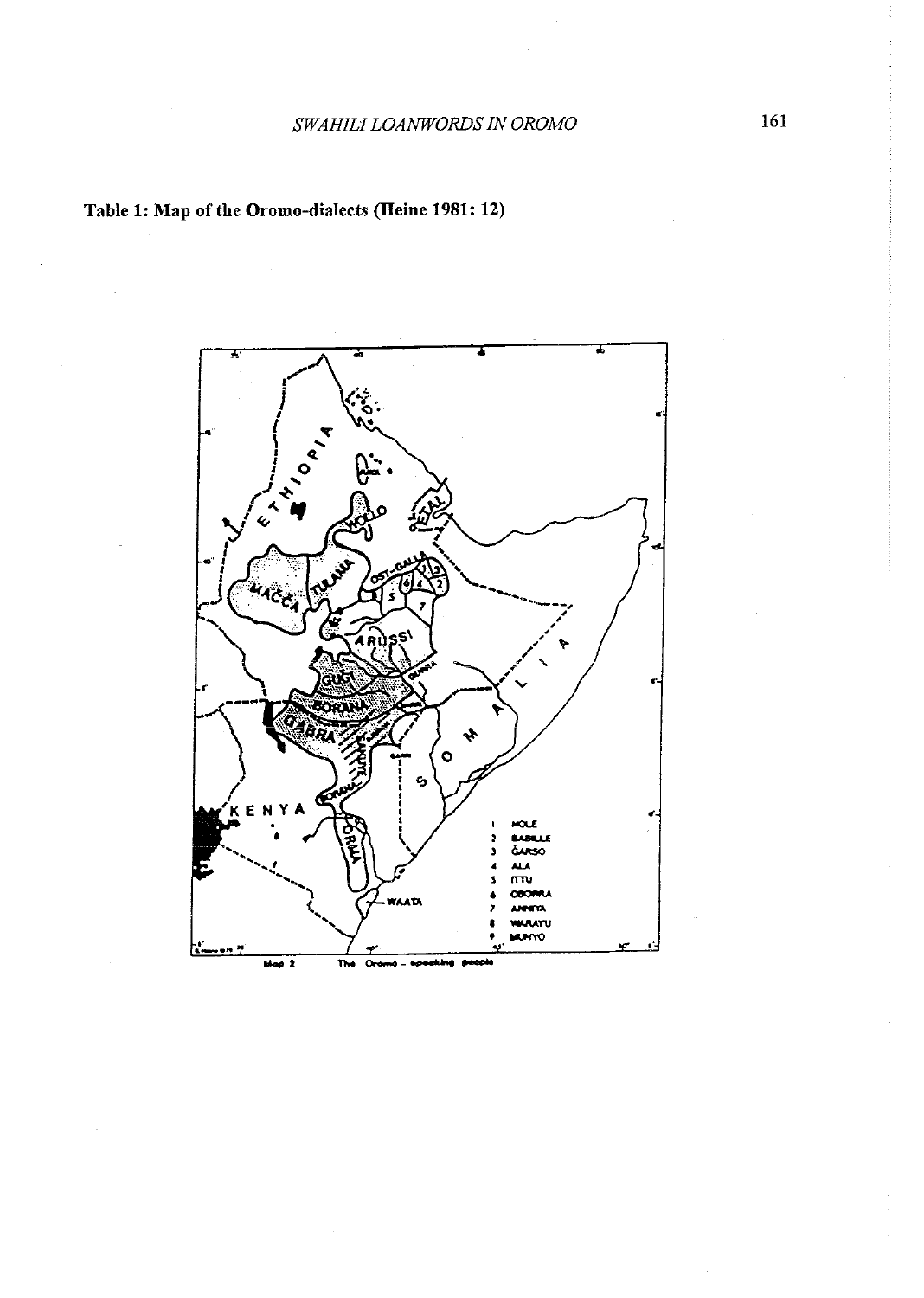**Table 1: Map of the Oromo-dialects (Heine 1981: 12)**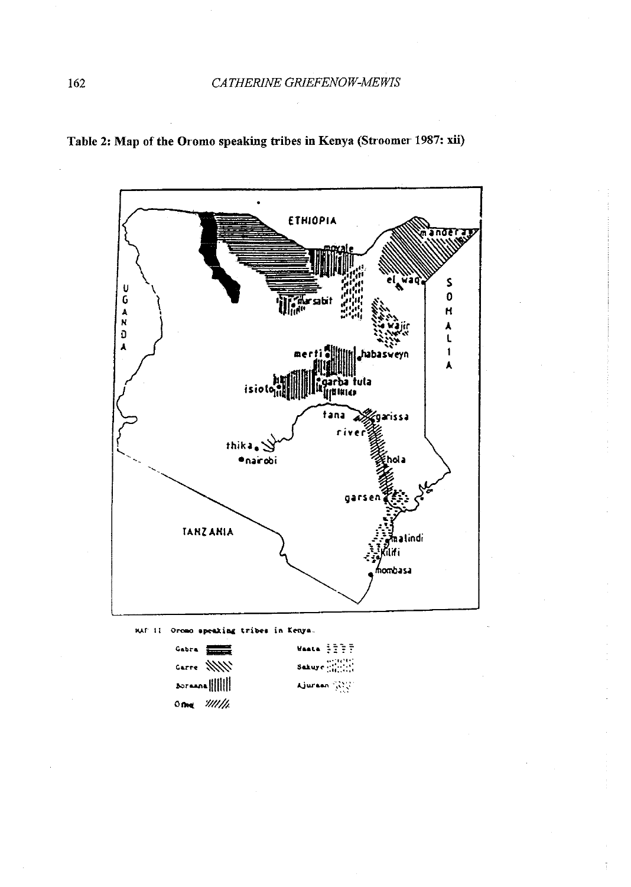**Table 2: Map of the Oromo speaking tribes in Kenya (Stroomer 1987: xii)**

MAP II Oromo speaking tribes in Kenya.

Gabra
Garre
Boraana
Orma
Waata
Sakuye
Ajuraan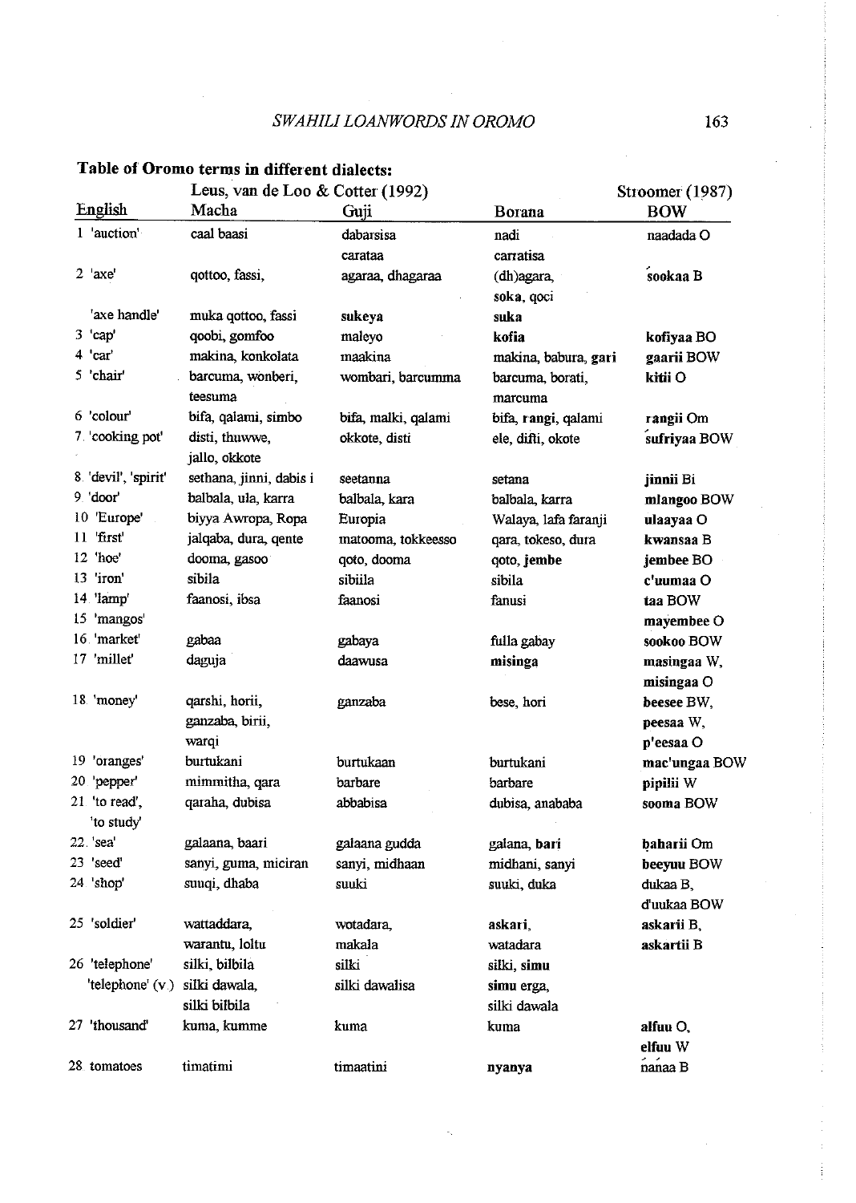**Table of Oromo terms in different dialects:**

| | Leus, van de Loo & Cotter (1992) | | | Stroomer (1987) |
|---|---|---|---|---|
| English | Macha | Guji | Borana | BOW |
| 1 'auction' | caal baasi | dabarsisa carataa | nadi carratisa | naadada O |
| 2 'axe' | qottoo, fassi, | agaraa, dhagaraa | (dh)agara, **soka**, qoci | **śookaa** B |
| 'axe handle' | muka qottoo, fassi | **sukeya** | **suka** | |
| 3 'cap' | qoobi, gomfoo | maleyo | **kofia** | **kofiyaa** BO |
| 4 'car' | makina, konkolata | maakina | makina, babura, **gari** | **gaarii** BOW |
| 5 'chair' | barcuma, wonberi, teesuma | wombari, barcumma | barcuma, borati, marcuma | **kitii** O |
| 6 'colour' | bifa, qalami, simbo | bifa, malki, qalami | bifa, **rangi**, qalami | **rangii** Om |
| 7 'cooking pot' | disti, thuwwe, jallo, okkote | okkote, disti | ele, difti, okote | **śufriyaa** BOW |
| 8 'devil', 'spirit' | sethana, jinni, dabis i | seetanna | setana | **jinnii** Bi |
| 9 'door' | balbala, ula, karra | balbala, kara | balbala, karra | **mlangoo** BOW |
| 10 'Europe' | biyya Awropa, Ropa | Europia | Walaya, lafa faranji | **ulaayaa** O |
| 11 'first' | jalqaba, dura, qente | matooma, tokkeesso | qara, tokeso, dura | **kwansaa** B |
| 12 'hoe' | dooma, gasoo | qoto, dooma | qoto, **jembe** | **jembee** BO |
| 13 'iron' | sibila | sibiila | sibila | **c'uumaa** O |
| 14 'lamp' | faanosi, ibsa | faanosi | fanusi | **taa** BOW |
| 15 'mangos' | | | | **mayembee** O |
| 16 'market' | gabaa | gabaya | fulla gabay | **sookoo** BOW |
| 17 'millet' | daguja | daawusa | **misinga** | **masingaa** W, **misingaa** O |
| 18 'money' | qarshi, horii, ganzaba, birii, warqi | ganzaba | bese, hori | **beesee** BW, **peesaa** W, **p'eesaa** O |
| 19 'oranges' | burtukani | burtukaan | burtukani | **mac'ungaa** BOW |
| 20 'pepper' | mimmitha, qara | barbare | barbare | **pipilii** W |
| 21 'to read', 'to study' | qaraha, dubisa | abbabisa | dubisa, anababa | **sooma** BOW |
| 22 'sea' | galaana, baari | galaana gudda | galana, **bari** | **baharii** Om |
| 23 'seed' | sanyi, guma, miciran | sanyi, midhaan | midhani, sanyi | **beeyuu** BOW |
| 24 'shop' | suuqi, dhaba | suuki | suuki, duka | **dukaa** B, **d'uukaa** BOW |
| 25 'soldier' | wattaddara, warantu, loltu | wotadara, makala | **askari**, watadara | **askarii** B, **askartii** B |
| 26 'telephone' | silki, bilbila | silki | silki, **simu** | |
| 'telephone' (v.) | silki dawala, silki bilbila | silki dawalisa | **simu** erga, silki dawala | |
| 27 'thousand' | kuma, kumme | kuma | kuma | **alfuu** O, **elfuu** W |
| 28 tomatoes | timatimi | timaatini | **nyanya** | **ńańaa** B |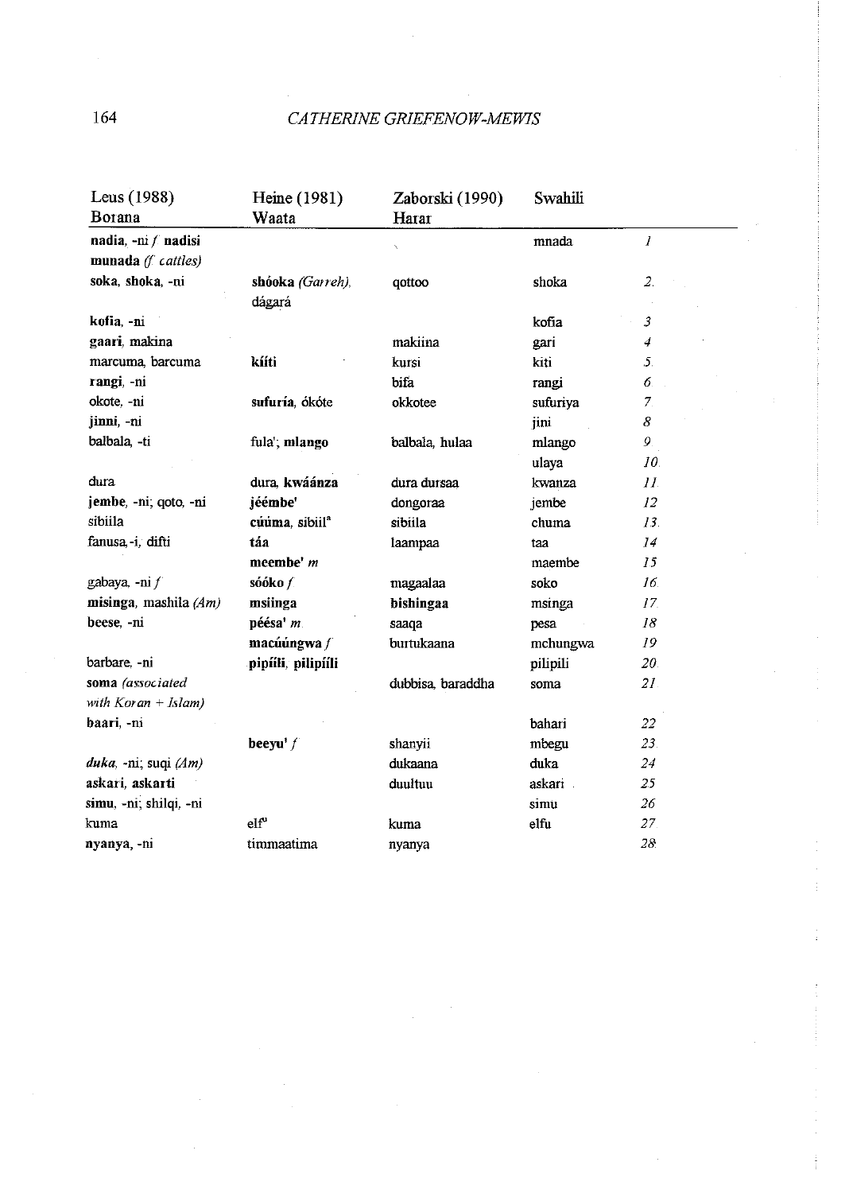| Leus (1988) Borana | Heine (1981) Waata | Zaborski (1990) Harar | Swahili | |
|---|---|---|---|---|
| **nadia**, -ni *f* **nadisi** **munada** *(f cattles)* | | | mnada | *1* |
| **soka**, **shoka**, -ni | **shóoka** *(Garreh)*, dágará | qottoo | shoka | *2.* |
| **kofia**, -ni | | | kofia | *3* |
| **gaari**, makina | | makiina | gari | *4* |
| marcuma, barcuma | **kííti** | kursi | kiti | *5.* |
| **rangi**, -ni | | bifa | rangi | *6* |
| okote, -ni | **sufuria**, ókóte | okkotee | sufuriya | *7* |
| **jinni**, -ni | | | jini | *8* |
| balbala, -ti | fula'; **mlango** | balbala, hulaa | mlango | *9.* |
| | | | ulaya | *10.* |
| dura | dura, **kwáánza** | dura dursaa | kwanza | *11.* |
| **jembe**, -ni; qoto, -ni | **jéémbe'** | dongoraa | jembe | *12* |
| sibiila | **cúúma**, sibiil[a] | sibiila | chuma | *13.* |
| fanusa,-i, difti | **táa** | laampaa | taa | *14* |
| | **meembe'** *m* | | maembe | *15* |
| gabaya, -ni *f* | **sóóko** *f* | magaalaa | soko | *16.* |
| **misinga**, mashila *(Am)* | **msiinga** | **bishingaa** | msinga | *17.* |
| beese, -ni | **péésa'** *m* | saaqa | pesa | *18* |
| | **macúúngwa** *f* | burtukaana | mchungwa | *19* |
| barbare, -ni | **pipííli**, **pilipííli** | | pilipili | *20.* |
| **soma** *(associated with Koran + Islam)* | | dubbisa, baraddha | soma | *21.* |
| **baari**, -ni | | | bahari | *22* |
| | **beeyu'** *f* | shanyii | mbegu | *23.* |
| ***duka***, -ni; suqi *(Am)* | | dukaana | duka | *24* |
| **askari**, **askarti** | | duultuu | askari | *25* |
| **simu**, -ni; shilqi, -ni | | | simu | *26* |
| kuma | elf[u] | kuma | elfu | *27.* |
| **nyanya**, -ni | timmaatima | nyanya | | *28.* |